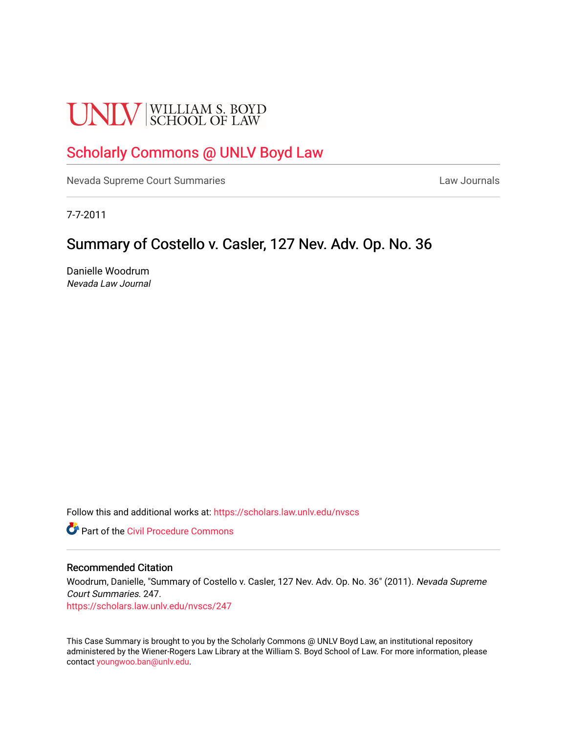UNLV | WILLIAM S. BOYD SCHOOL OF LAW

## Scholarly Commons @ UNLV Boyd Law

Nevada Supreme Court Summaries | Law Journals

7-7-2011

# Summary of Costello v. Casler, 127 Nev. Adv. Op. No. 36

Danielle Woodrum

*Nevada Law Journal*

Follow this and additional works at: https://scholars.law.unlv.edu/nvscs

Part of the Civil Procedure Commons

### Recommended Citation

Woodrum, Danielle, "Summary of Costello v. Casler, 127 Nev. Adv. Op. No. 36" (2011). *Nevada Supreme Court Summaries*. 247.

https://scholars.law.unlv.edu/nvscs/247

This Case Summary is brought to you by the Scholarly Commons @ UNLV Boyd Law, an institutional repository administered by the Wiener-Rogers Law Library at the William S. Boyd School of Law. For more information, please contact youngwoo.ban@unlv.edu.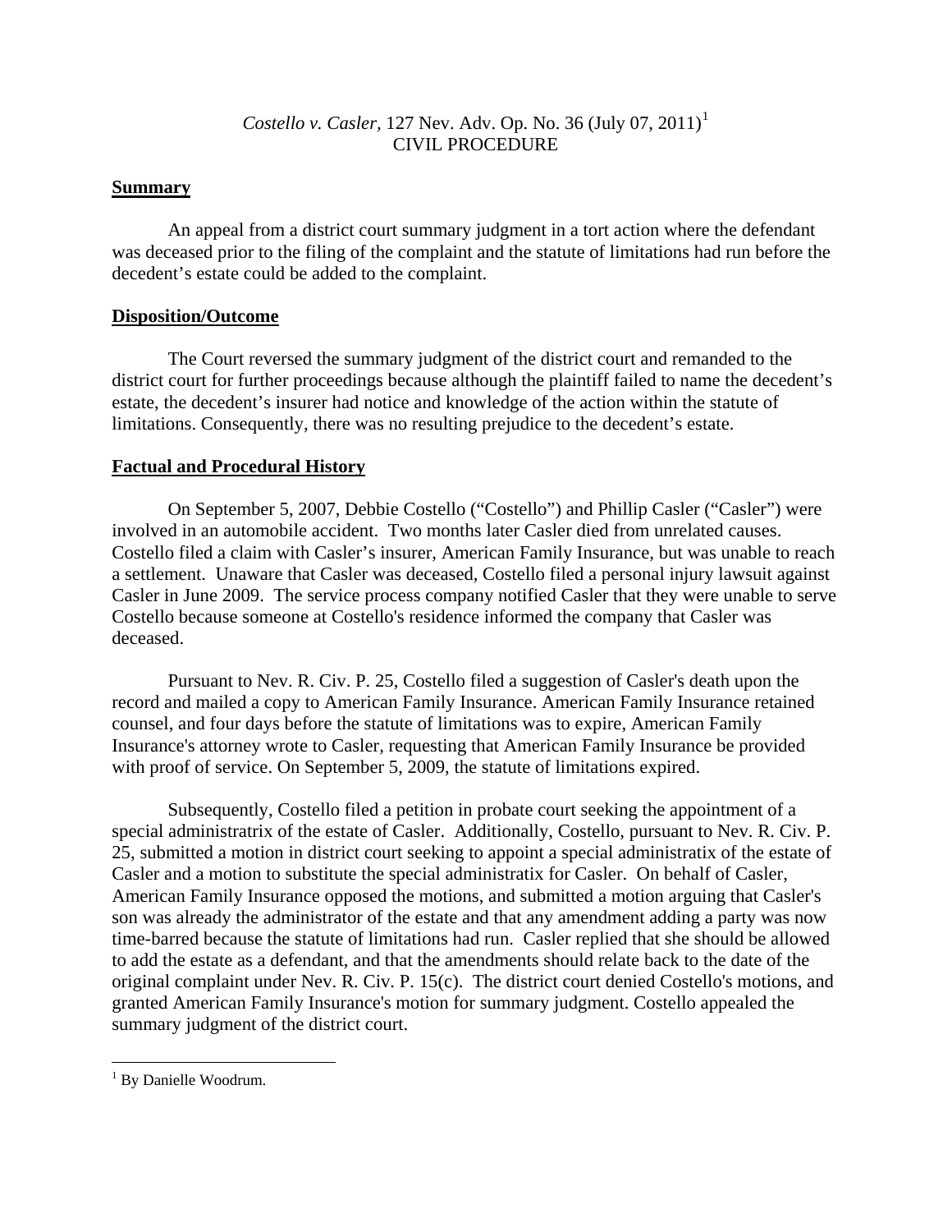*Costello v. Casler*, 127 Nev. Adv. Op. No. 36 (July 07, 2011)[1]
CIVIL PROCEDURE

**Summary**

An appeal from a district court summary judgment in a tort action where the defendant was deceased prior to the filing of the complaint and the statute of limitations had run before the decedent's estate could be added to the complaint.

**Disposition/Outcome**

The Court reversed the summary judgment of the district court and remanded to the district court for further proceedings because although the plaintiff failed to name the decedent's estate, the decedent's insurer had notice and knowledge of the action within the statute of limitations. Consequently, there was no resulting prejudice to the decedent's estate.

**Factual and Procedural History**

On September 5, 2007, Debbie Costello ("Costello") and Phillip Casler ("Casler") were involved in an automobile accident. Two months later Casler died from unrelated causes. Costello filed a claim with Casler's insurer, American Family Insurance, but was unable to reach a settlement. Unaware that Casler was deceased, Costello filed a personal injury lawsuit against Casler in June 2009. The service process company notified Casler that they were unable to serve Costello because someone at Costello's residence informed the company that Casler was deceased.

Pursuant to Nev. R. Civ. P. 25, Costello filed a suggestion of Casler's death upon the record and mailed a copy to American Family Insurance. American Family Insurance retained counsel, and four days before the statute of limitations was to expire, American Family Insurance's attorney wrote to Casler, requesting that American Family Insurance be provided with proof of service. On September 5, 2009, the statute of limitations expired.

Subsequently, Costello filed a petition in probate court seeking the appointment of a special administratrix of the estate of Casler. Additionally, Costello, pursuant to Nev. R. Civ. P. 25, submitted a motion in district court seeking to appoint a special administratix of the estate of Casler and a motion to substitute the special administratix for Casler. On behalf of Casler, American Family Insurance opposed the motions, and submitted a motion arguing that Casler's son was already the administrator of the estate and that any amendment adding a party was now time-barred because the statute of limitations had run. Casler replied that she should be allowed to add the estate as a defendant, and that the amendments should relate back to the date of the original complaint under Nev. R. Civ. P. 15(c). The district court denied Costello's motions, and granted American Family Insurance's motion for summary judgment. Costello appealed the summary judgment of the district court.

---

[1] By Danielle Woodrum.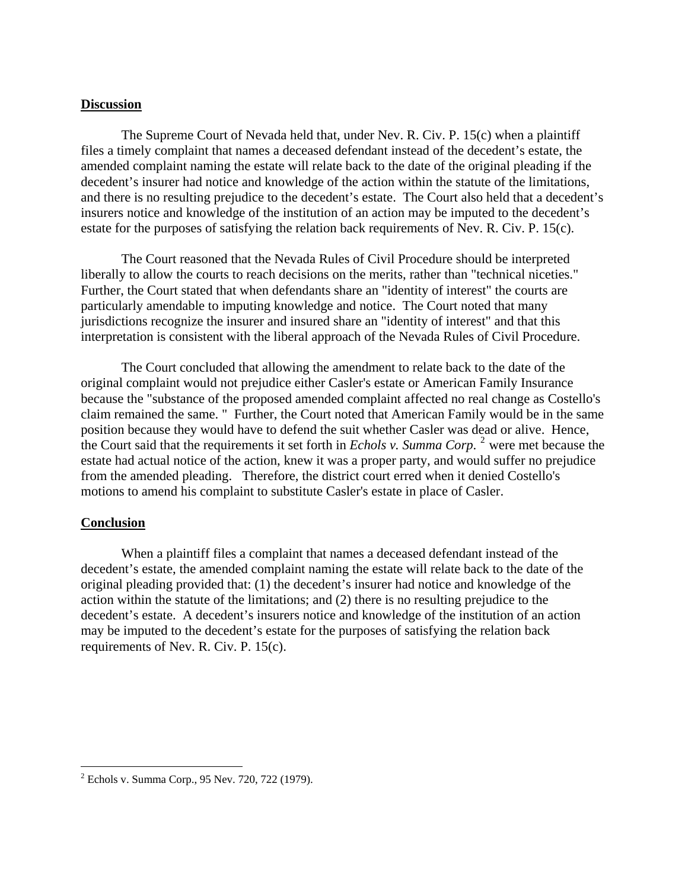## Discussion

The Supreme Court of Nevada held that, under Nev. R. Civ. P. 15(c) when a plaintiff files a timely complaint that names a deceased defendant instead of the decedent's estate, the amended complaint naming the estate will relate back to the date of the original pleading if the decedent's insurer had notice and knowledge of the action within the statute of the limitations, and there is no resulting prejudice to the decedent's estate. The Court also held that a decedent's insurers notice and knowledge of the institution of an action may be imputed to the decedent's estate for the purposes of satisfying the relation back requirements of Nev. R. Civ. P. 15(c).

The Court reasoned that the Nevada Rules of Civil Procedure should be interpreted liberally to allow the courts to reach decisions on the merits, rather than "technical niceties." Further, the Court stated that when defendants share an "identity of interest" the courts are particularly amendable to imputing knowledge and notice. The Court noted that many jurisdictions recognize the insurer and insured share an "identity of interest" and that this interpretation is consistent with the liberal approach of the Nevada Rules of Civil Procedure.

The Court concluded that allowing the amendment to relate back to the date of the original complaint would not prejudice either Casler's estate or American Family Insurance because the "substance of the proposed amended complaint affected no real change as Costello's claim remained the same. " Further, the Court noted that American Family would be in the same position because they would have to defend the suit whether Casler was dead or alive. Hence, the Court said that the requirements it set forth in *Echols v. Summa Corp.* [2] were met because the estate had actual notice of the action, knew it was a proper party, and would suffer no prejudice from the amended pleading. Therefore, the district court erred when it denied Costello's motions to amend his complaint to substitute Casler's estate in place of Casler.

## Conclusion

When a plaintiff files a complaint that names a deceased defendant instead of the decedent's estate, the amended complaint naming the estate will relate back to the date of the original pleading provided that: (1) the decedent's insurer had notice and knowledge of the action within the statute of the limitations; and (2) there is no resulting prejudice to the decedent's estate. A decedent's insurers notice and knowledge of the institution of an action may be imputed to the decedent's estate for the purposes of satisfying the relation back requirements of Nev. R. Civ. P. 15(c).

---

[2] Echols v. Summa Corp., 95 Nev. 720, 722 (1979).